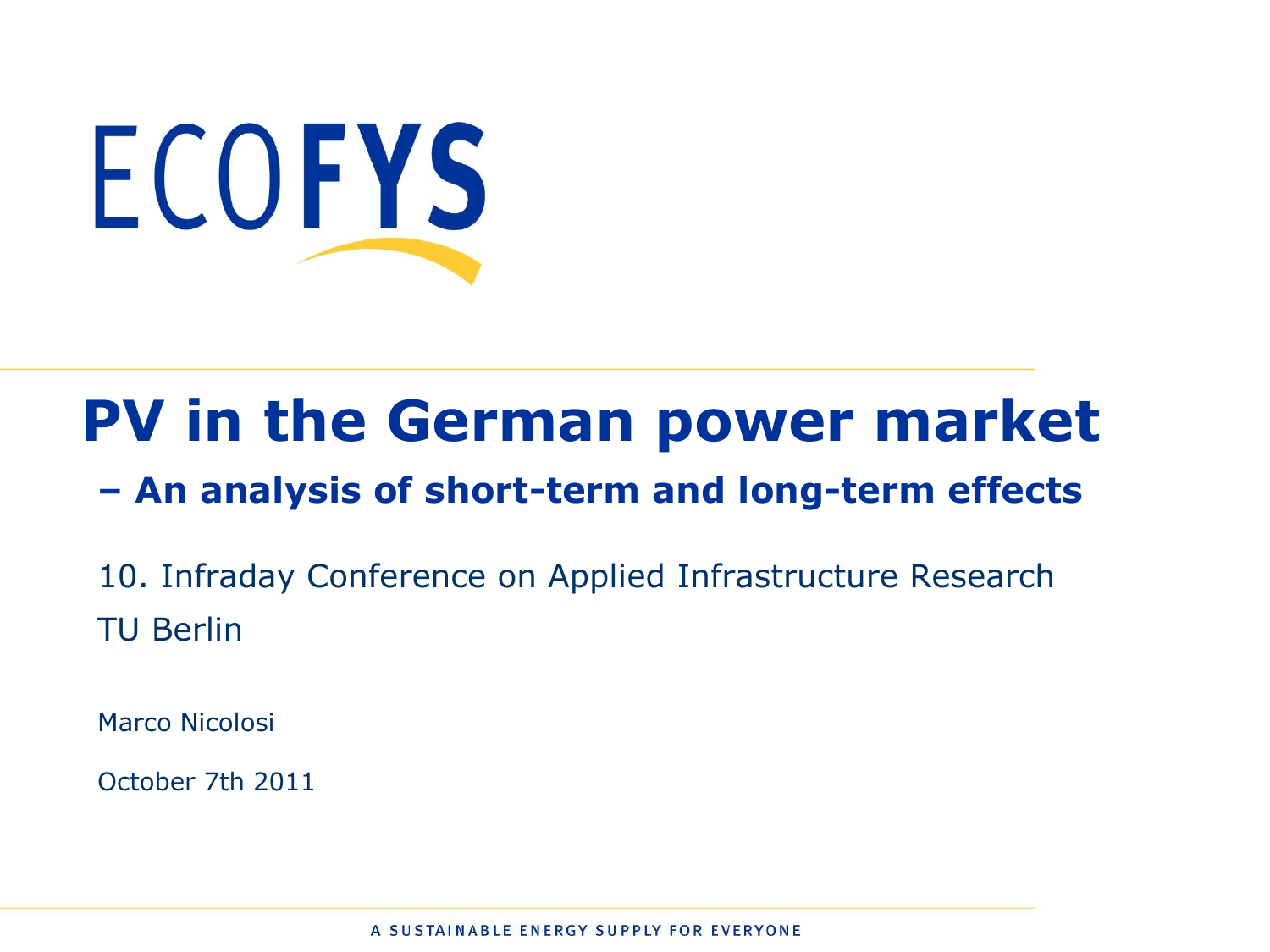ECOFYS

# PV in the German power market

## – An analysis of short-term and long-term effects

10. Infraday Conference on Applied Infrastructure Research

TU Berlin

Marco Nicolosi

October 7th 2011

A SUSTAINABLE ENERGY SUPPLY FOR EVERYONE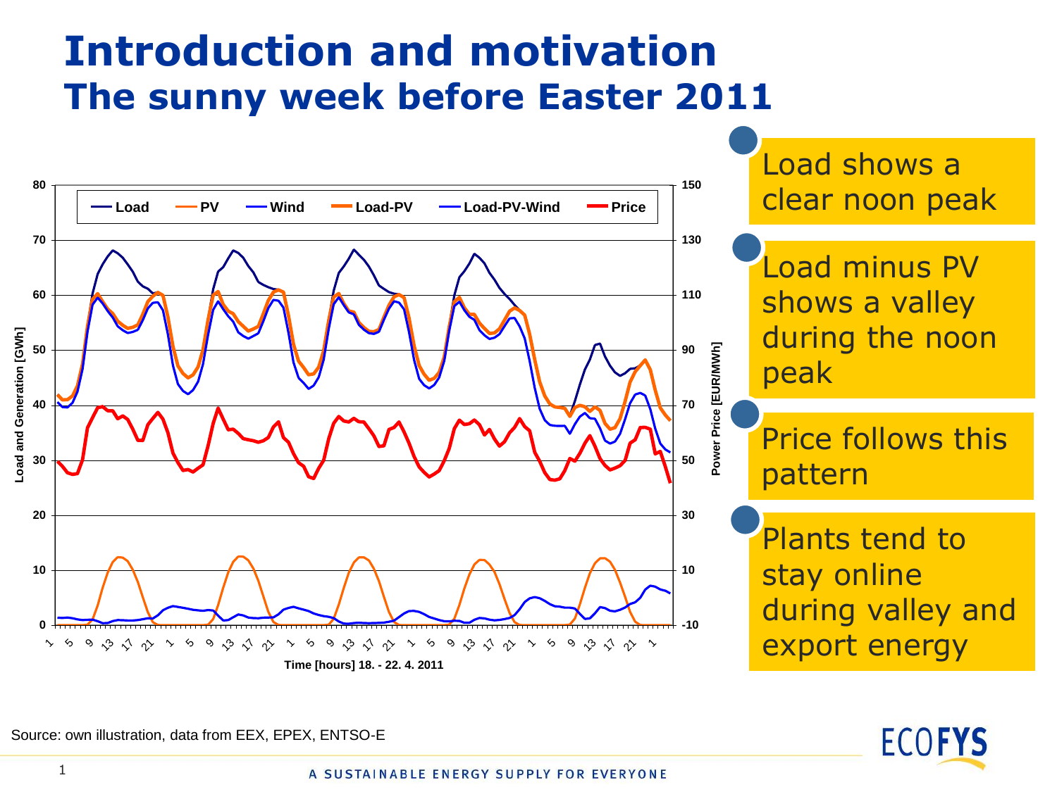# Introduction and motivation

## The sunny week before Easter 2011

- Load shows a clear noon peak
- Load minus PV shows a valley during the noon peak
- Price follows this pattern
- Plants tend to stay online during valley and export energy

Source: own illustration, data from EEX, EPEX, ENTSO-E

A SUSTAINABLE ENERGY SUPPLY FOR EVERYONE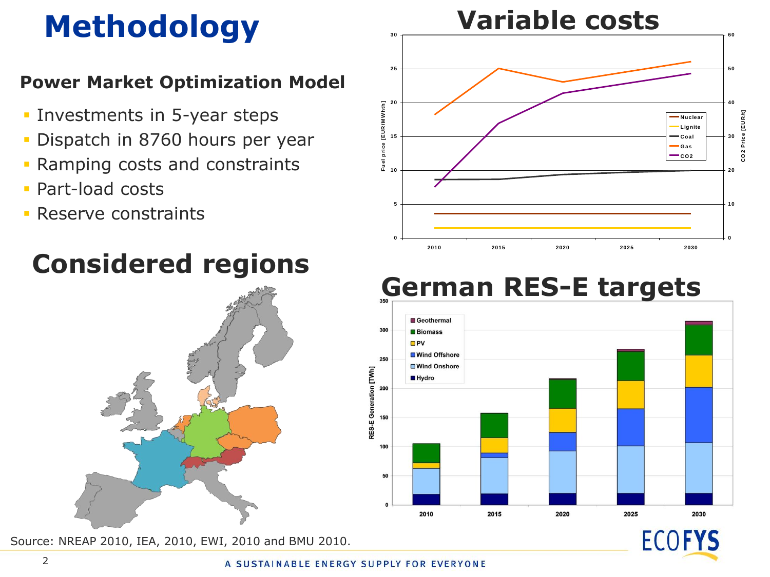# Methodology

**Power Market Optimization Model**

- Investments in 5-year steps
- Dispatch in 8760 hours per year
- Ramping costs and constraints
- Part-load costs
- Reserve constraints

# Considered regions

# Variable costs

# German RES-E targets

Source: NREAP 2010, IEA, 2010, EWI, 2010 and BMU 2010.

A SUSTAINABLE ENERGY SUPPLY FOR EVERYONE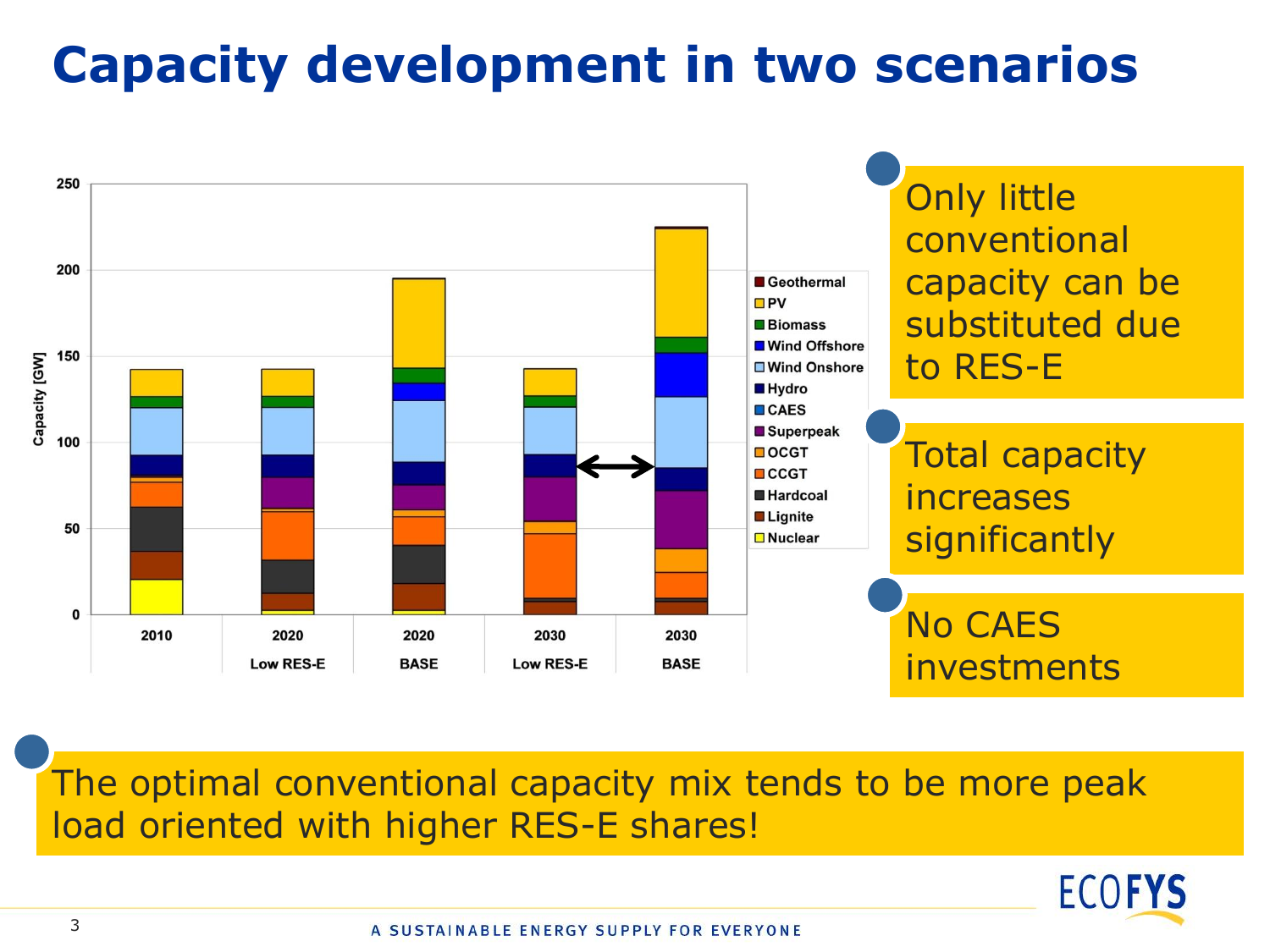# Capacity development in two scenarios

Capacity [GW]

250, 200, 150, 100, 50, 0

2010 | 2020 Low RES-E | 2020 BASE | 2030 Low RES-E | 2030 BASE

Geothermal, PV, Biomass, Wind Offshore, Wind Onshore, Hydro, CAES, Superpeak, OCGT, CCGT, Hardcoal, Lignite, Nuclear

- Only little conventional capacity can be substituted due to RES-E
- Total capacity increases significantly
- No CAES investments

The optimal conventional capacity mix tends to be more peak load oriented with higher RES-E shares!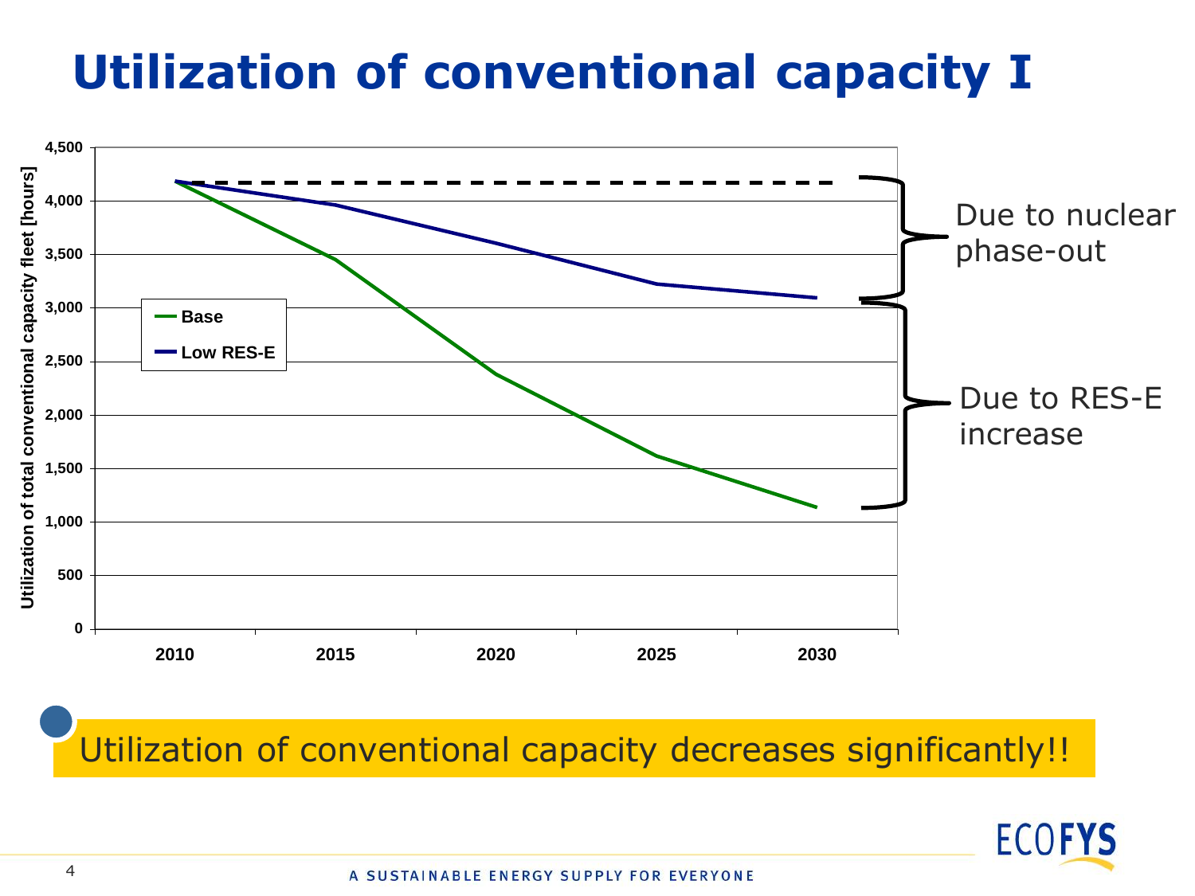# Utilization of conventional capacity I

Utilization of total conventional capacity fleet [hours]

| | 2010 | 2015 | 2020 | 2025 | 2030 |
|---|---|---|---|---|---|
| Base | | | | | |
| Low RES-E | | | | | |

Due to nuclear phase-out

Due to RES-E increase

Utilization of conventional capacity decreases significantly!!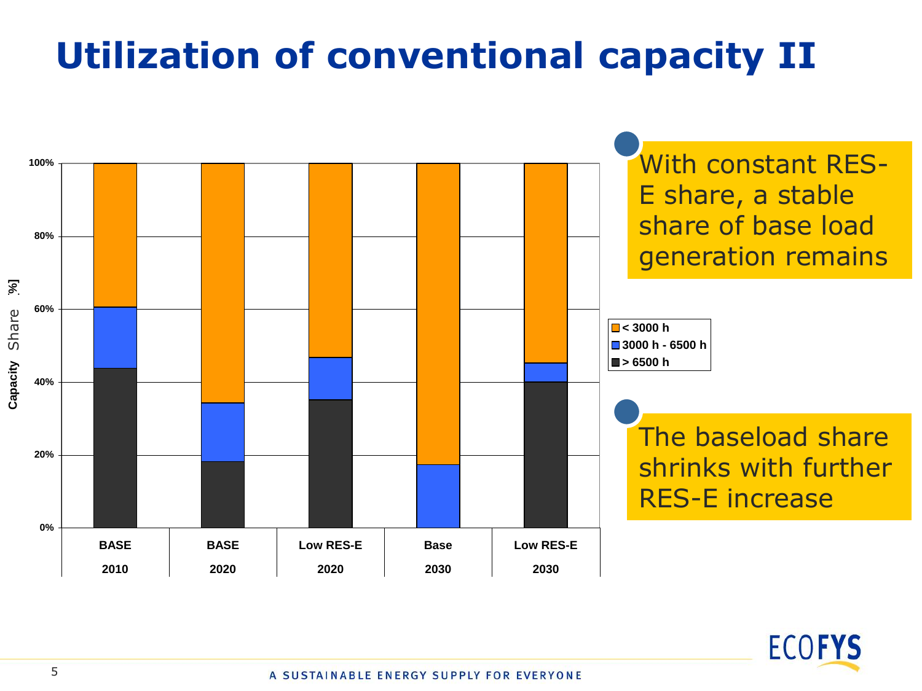# Utilization of conventional capacity II

Capacity Share [%]

| | BASE 2010 | BASE 2020 | Low RES-E 2020 | Base 2030 | Low RES-E 2030 |
|---|---|---|---|---|---|

Legend: < 3000 h; 3000 h - 6500 h; > 6500 h

- With constant RES-E share, a stable share of base load generation remains
- The baseload share shrinks with further RES-E increase

A SUSTAINABLE ENERGY SUPPLY FOR EVERYONE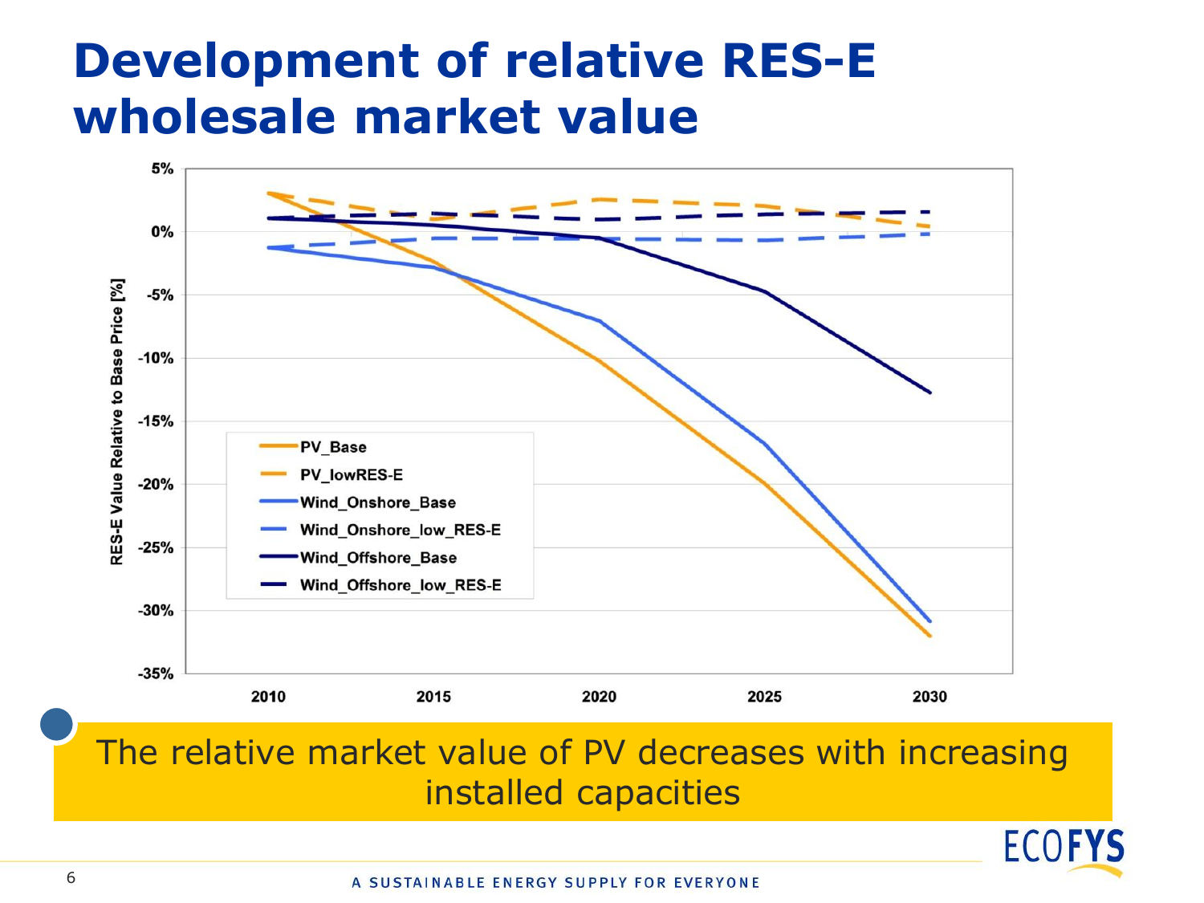# Development of relative RES-E wholesale market value

RES-E Value Relative to Base Price [%]

5%
0%
-5%
-10%
-15%
-20%
-25%
-30%
-35%

2010 2015 2020 2025 2030

- PV_Base
- PV_lowRES-E
- Wind_Onshore_Base
- Wind_Onshore_low_RES-E
- Wind_Offshore_Base
- Wind_Offshore_low_RES-E

The relative market value of PV decreases with increasing installed capacities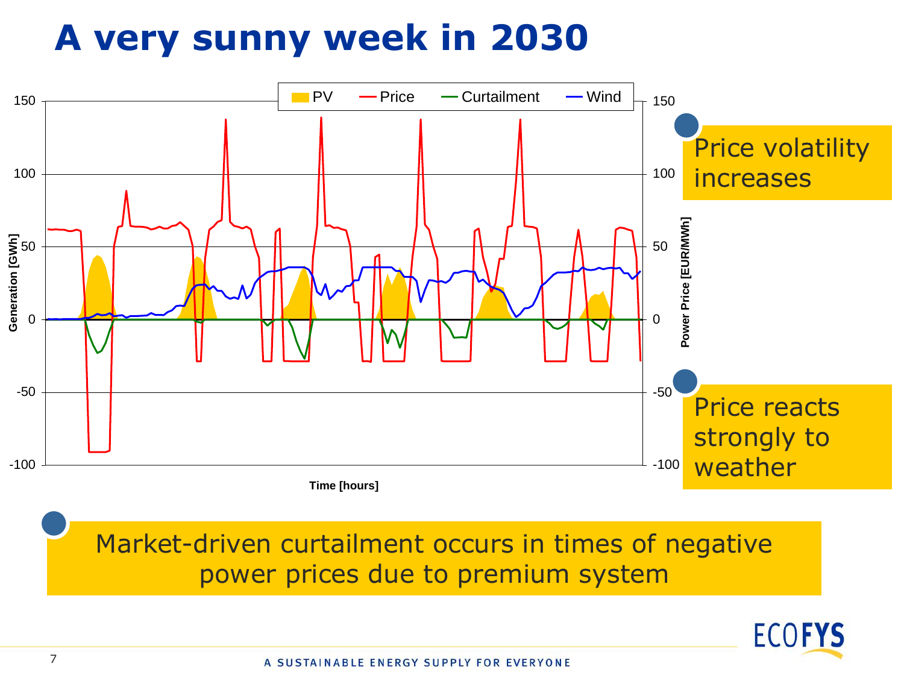# A very sunny week in 2030

- Price volatility increases
- Price reacts strongly to weather

Market-driven curtailment occurs in times of negative power prices due to premium system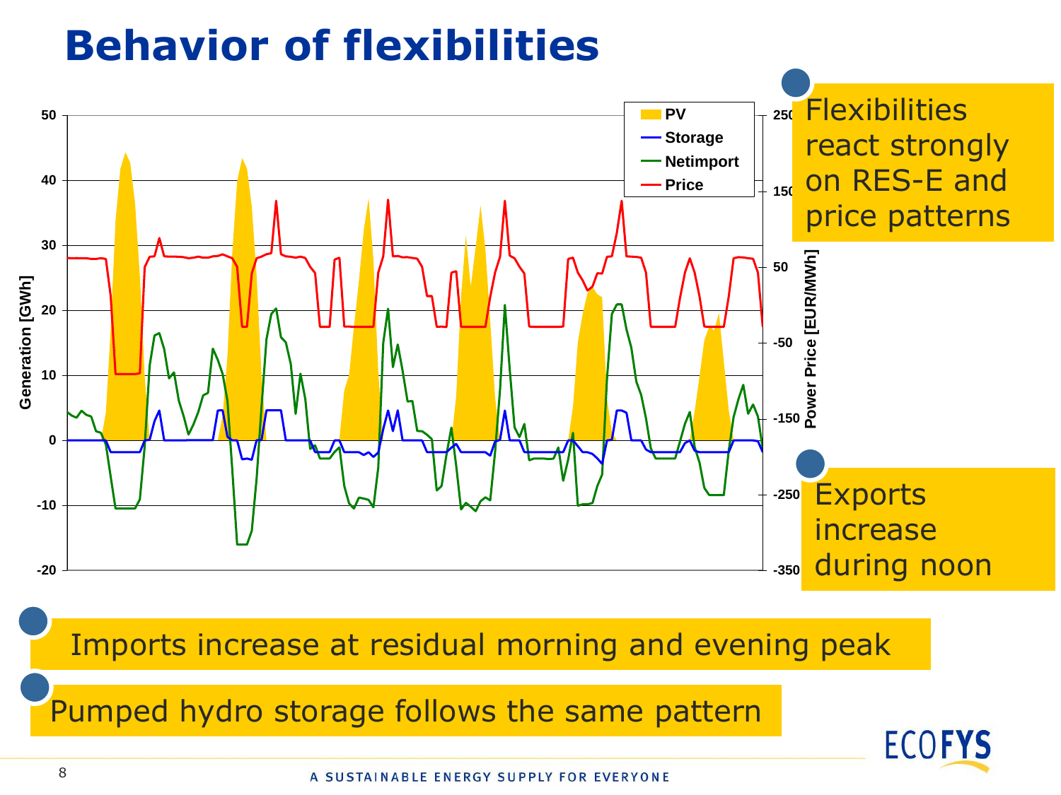# Behavior of flexibilities

- Flexibilities react strongly on RES-E and price patterns
- Exports increase during noon
- Imports increase at residual morning and evening peak
- Pumped hydro storage follows the same pattern

Chart legend: PV, Storage, Netimport, Price

Left axis: Generation [GWh] (-20 to 50)

Right axis: Power Price [EUR/MWh] (-350 to 250)

A SUSTAINABLE ENERGY SUPPLY FOR EVERYONE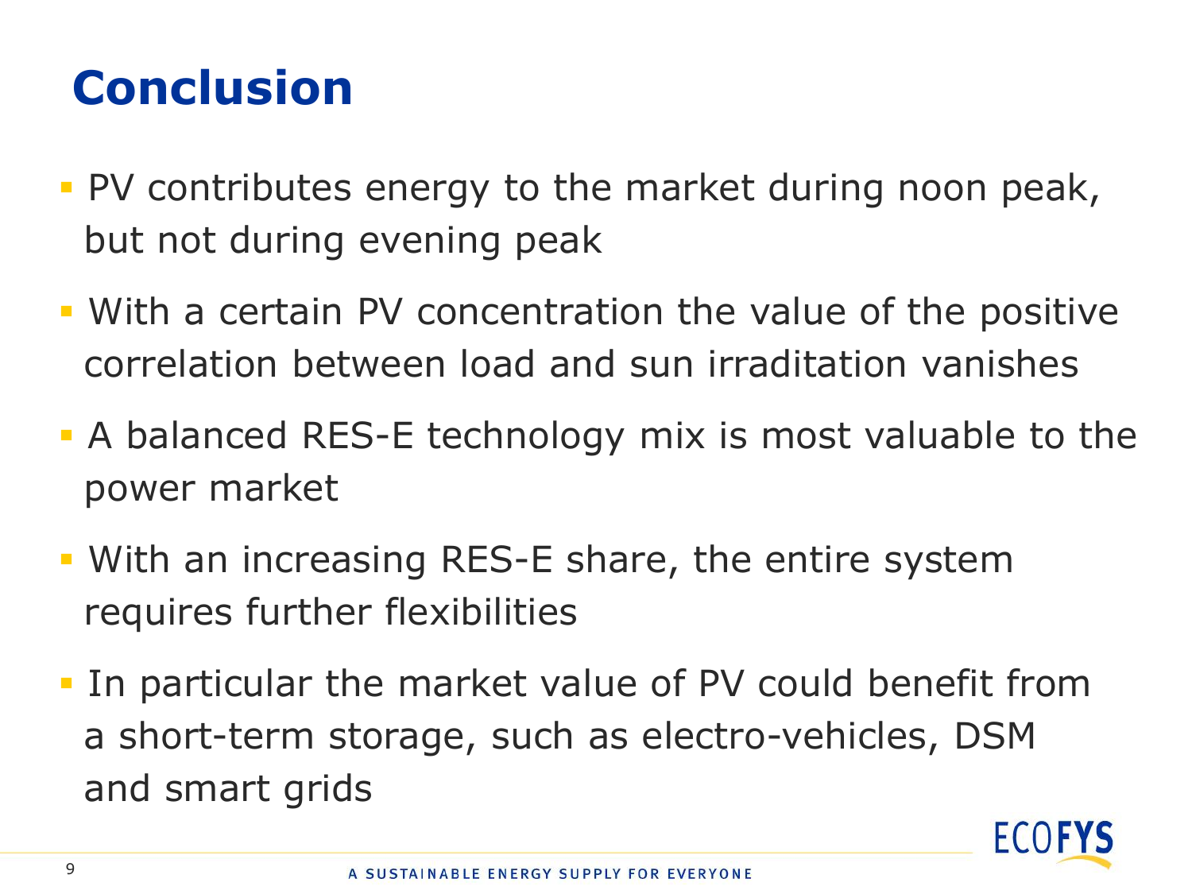# Conclusion

- PV contributes energy to the market during noon peak, but not during evening peak
- With a certain PV concentration the value of the positive correlation between load and sun irraditation vanishes
- A balanced RES-E technology mix is most valuable to the power market
- With an increasing RES-E share, the entire system requires further flexibilities
- In particular the market value of PV could benefit from a short-term storage, such as electro-vehicles, DSM and smart grids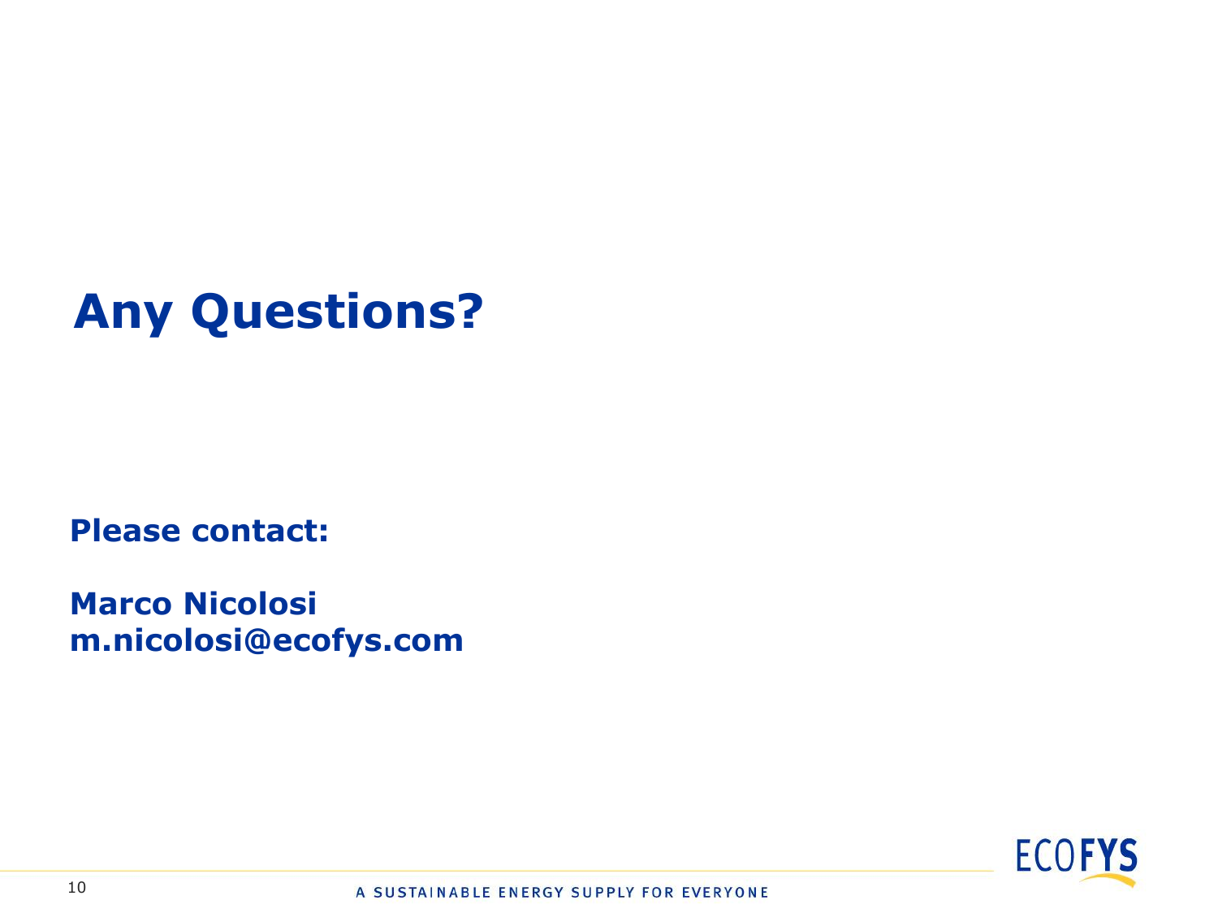# Any Questions?

**Please contact:**

**Marco Nicolosi**
**m.nicolosi@ecofys.com**